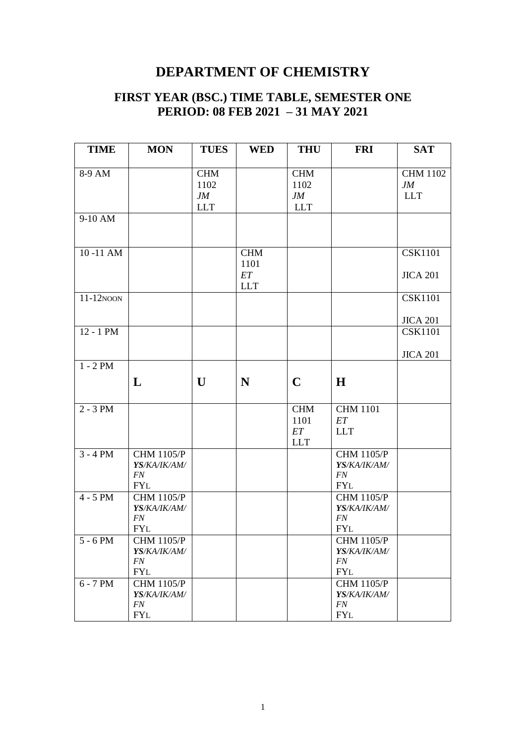# DEPARTMENT OF CHEMISTRY

## FIRST YEAR (BSC.) TIME TABLE, SEMESTER ONE
## PERIOD: 08 FEB 2021 – 31 MAY 2021

| TIME | MON | TUES | WED | THU | FRI | SAT |
|---|---|---|---|---|---|---|
| 8-9 AM | | CHM 1102 *JM* LLT | | CHM 1102 *JM* LLT | | CHM 1102 *JM* LLT |
| 9-10 AM | | | | | | |
| 10 -11 AM | | | CHM 1101 *ET* LLT | | | CSK1101 JICA 201 |
| 11-12NOON | | | | | | CSK1101 JICA 201 |
| 12 - 1 PM | | | | | | CSK1101 JICA 201 |
| 1 - 2 PM | **L** | **U** | **N** | **C** | **H** | |
| 2 - 3 PM | | | | CHM 1101 *ET* LLT | CHM 1101 *ET* LLT | |
| 3 - 4 PM | CHM 1105/P ***YS***/*KA/IK/AM/ FN* FYL | | | | CHM 1105/P ***YS***/*KA/IK/AM/ FN* FYL | |
| 4 - 5 PM | CHM 1105/P ***YS***/*KA/IK/AM/ FN* FYL | | | | CHM 1105/P ***YS***/*KA/IK/AM/ FN* FYL | |
| 5 - 6 PM | CHM 1105/P ***YS***/*KA/IK/AM/ FN* FYL | | | | CHM 1105/P ***YS***/*KA/IK/AM/ FN* FYL | |
| 6 - 7 PM | CHM 1105/P ***YS***/*KA/IK/AM/ FN* FYL | | | | CHM 1105/P ***YS***/*KA/IK/AM/ FN* FYL | |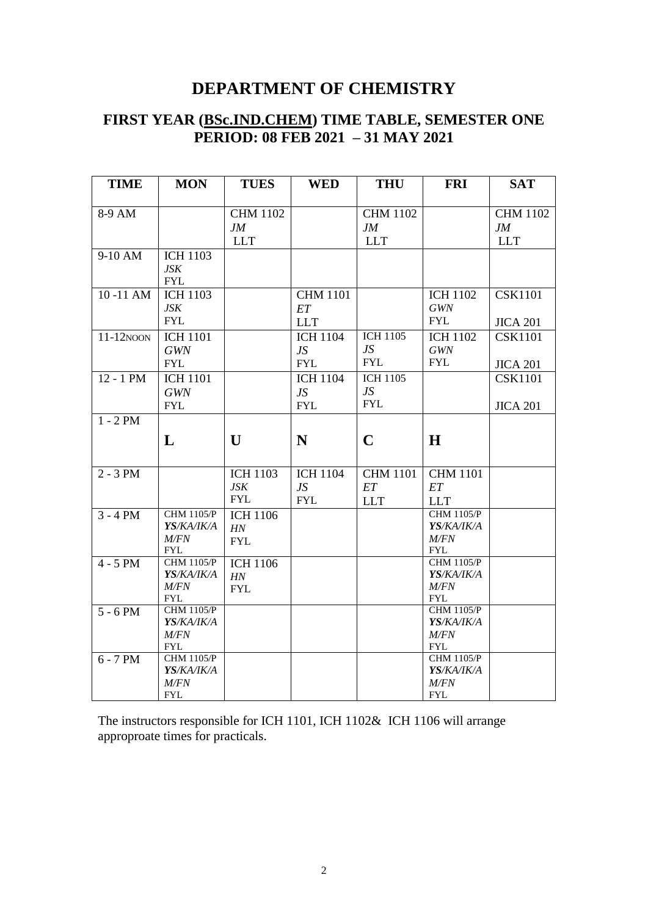# DEPARTMENT OF CHEMISTRY

## FIRST YEAR (BSc.IND.CHEM) TIME TABLE, SEMESTER ONE PERIOD: 08 FEB 2021 – 31 MAY 2021

| TIME | MON | TUES | WED | THU | FRI | SAT |
|---|---|---|---|---|---|---|
| 8-9 AM | | CHM 1102 *JM* LLT | | CHM 1102 *JM* LLT | | CHM 1102 *JM* LLT |
| 9-10 AM | ICH 1103 *JSK* FYL | | | | | |
| 10 -11 AM | ICH 1103 *JSK* FYL | | CHM 1101 *ET* LLT | | ICH 1102 *GWN* FYL | CSK1101 JICA 201 |
| 11-12NOON | ICH 1101 *GWN* FYL | | ICH 1104 *JS* FYL | ICH 1105 *JS* FYL | ICH 1102 *GWN* FYL | CSK1101 JICA 201 |
| 12 - 1 PM | ICH 1101 *GWN* FYL | | ICH 1104 *JS* FYL | ICH 1105 *JS* FYL | | CSK1101 JICA 201 |
| 1 - 2 PM | **L** | **U** | **N** | **C** | **H** | |
| 2 - 3 PM | | ICH 1103 *JSK* FYL | ICH 1104 *JS* FYL | CHM 1101 *ET* LLT | CHM 1101 *ET* LLT | |
| 3 - 4 PM | CHM 1105/P ***YS**/KA/IK/A M/FN* FYL | ICH 1106 *HN* FYL | | | CHM 1105/P ***YS**/KA/IK/A M/FN* FYL | |
| 4 - 5 PM | CHM 1105/P ***YS**/KA/IK/A M/FN* FYL | ICH 1106 *HN* FYL | | | CHM 1105/P ***YS**/KA/IK/A M/FN* FYL | |
| 5 - 6 PM | CHM 1105/P ***YS**/KA/IK/A M/FN* FYL | | | | CHM 1105/P ***YS**/KA/IK/A M/FN* FYL | |
| 6 - 7 PM | CHM 1105/P ***YS**/KA/IK/A M/FN* FYL | | | | CHM 1105/P ***YS**/KA/IK/A M/FN* FYL | |

The instructors responsible for ICH 1101, ICH 1102& ICH 1106 will arrange approproate times for practicals.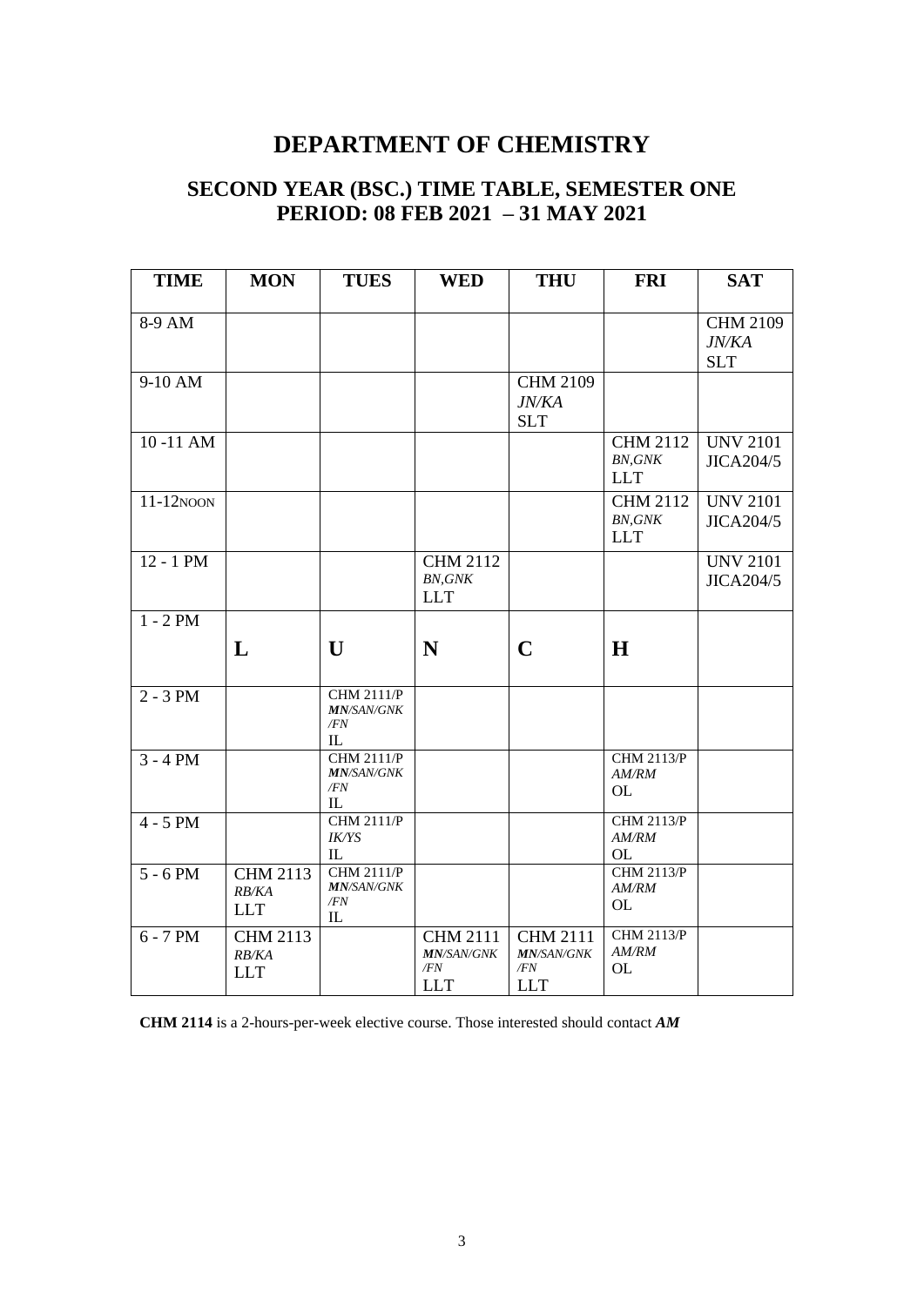# DEPARTMENT OF CHEMISTRY

## SECOND YEAR (BSC.) TIME TABLE, SEMESTER ONE
## PERIOD: 08 FEB 2021 – 31 MAY 2021

| TIME | MON | TUES | WED | THU | FRI | SAT |
|---|---|---|---|---|---|---|
| 8-9 AM | | | | | | CHM 2109 *JN/KA* SLT |
| 9-10 AM | | | | CHM 2109 *JN/KA* SLT | | |
| 10 -11 AM | | | | | CHM 2112 *BN,GNK* LLT | UNV 2101 JICA204/5 |
| 11-12NOON | | | | | CHM 2112 *BN,GNK* LLT | UNV 2101 JICA204/5 |
| 12 - 1 PM | | | CHM 2112 *BN,GNK* LLT | | | UNV 2101 JICA204/5 |
| 1 - 2 PM | **L** | **U** | **N** | **C** | **H** | |
| 2 - 3 PM | | CHM 2111/P ***MN**/SAN/GNK /FN* IL | | | | |
| 3 - 4 PM | | CHM 2111/P ***MN**/SAN/GNK /FN* IL | | | CHM 2113/P *AM/RM* OL | |
| 4 - 5 PM | | CHM 2111/P *IK/YS* IL | | | CHM 2113/P *AM/RM* OL | |
| 5 - 6 PM | CHM 2113 *RB/KA* LLT | CHM 2111/P ***MN**/SAN/GNK /FN* IL | | | CHM 2113/P *AM/RM* OL | |
| 6 - 7 PM | CHM 2113 *RB/KA* LLT | | CHM 2111 ***MN**/SAN/GNK /FN* LLT | CHM 2111 ***MN**/SAN/GNK /FN* LLT | CHM 2113/P *AM/RM* OL | |

**CHM 2114** is a 2-hours-per-week elective course. Those interested should contact ***AM***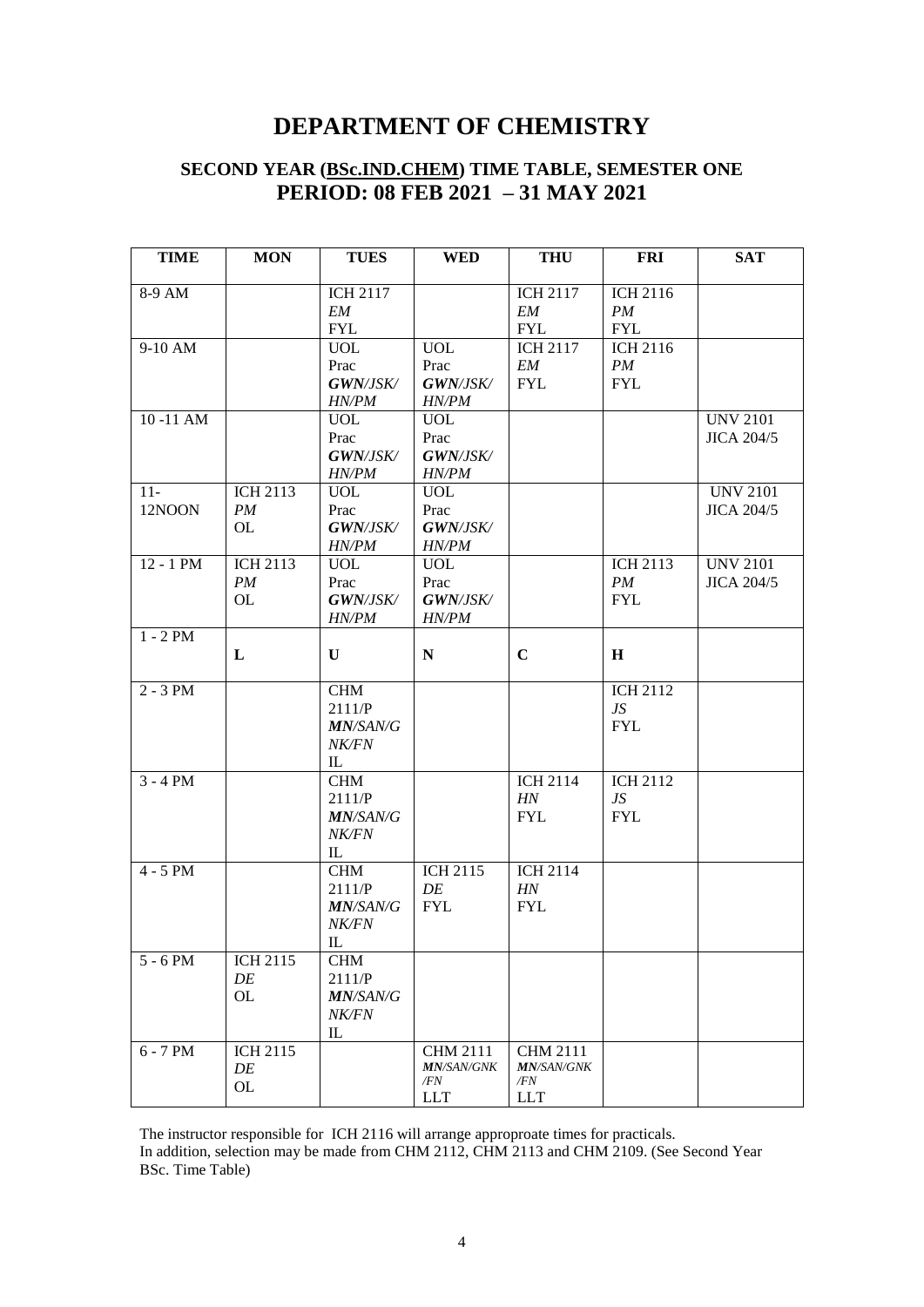# DEPARTMENT OF CHEMISTRY

## SECOND YEAR (BSc.IND.CHEM) TIME TABLE, SEMESTER ONE
## PERIOD: 08 FEB 2021 – 31 MAY 2021

| TIME | MON | TUES | WED | THU | FRI | SAT |
|---|---|---|---|---|---|---|
| 8-9 AM | | ICH 2117 *EM* FYL | | ICH 2117 *EM* FYL | ICH 2116 *PM* FYL | |
| 9-10 AM | | UOL Prac ***GWN**/JSK/ HN/PM* | UOL Prac ***GWN**/JSK/ HN/PM* | ICH 2117 *EM* FYL | ICH 2116 *PM* FYL | |
| 10 -11 AM | | UOL Prac ***GWN**/JSK/ HN/PM* | UOL Prac ***GWN**/JSK/ HN/PM* | | | UNV 2101 JICA 204/5 |
| 11- 12NOON | ICH 2113 *PM* OL | UOL Prac ***GWN**/JSK/ HN/PM* | UOL Prac ***GWN**/JSK/ HN/PM* | | | UNV 2101 JICA 204/5 |
| 12 - 1 PM | ICH 2113 *PM* OL | UOL Prac ***GWN**/JSK/ HN/PM* | UOL Prac ***GWN**/JSK/ HN/PM* | | ICH 2113 *PM* FYL | UNV 2101 JICA 204/5 |
| 1 - 2 PM | **L** | **U** | **N** | **C** | **H** | |
| 2 - 3 PM | | CHM 2111/P ***MN**/SAN/G NK/FN* IL | | | ICH 2112 *JS* FYL | |
| 3 - 4 PM | | CHM 2111/P ***MN**/SAN/G NK/FN* IL | | ICH 2114 *HN* FYL | ICH 2112 *JS* FYL | |
| 4 - 5 PM | | CHM 2111/P ***MN**/SAN/G NK/FN* IL | ICH 2115 *DE* FYL | ICH 2114 *HN* FYL | | |
| 5 - 6 PM | ICH 2115 *DE* OL | CHM 2111/P ***MN**/SAN/G NK/FN* IL | | | | |
| 6 - 7 PM | ICH 2115 *DE* OL | | CHM 2111 ***MN**/SAN/GNK /FN* LLT | CHM 2111 ***MN**/SAN/GNK /FN* LLT | | |

The instructor responsible for ICH 2116 will arrange approproate times for practicals.
In addition, selection may be made from CHM 2112, CHM 2113 and CHM 2109. (See Second Year BSc. Time Table)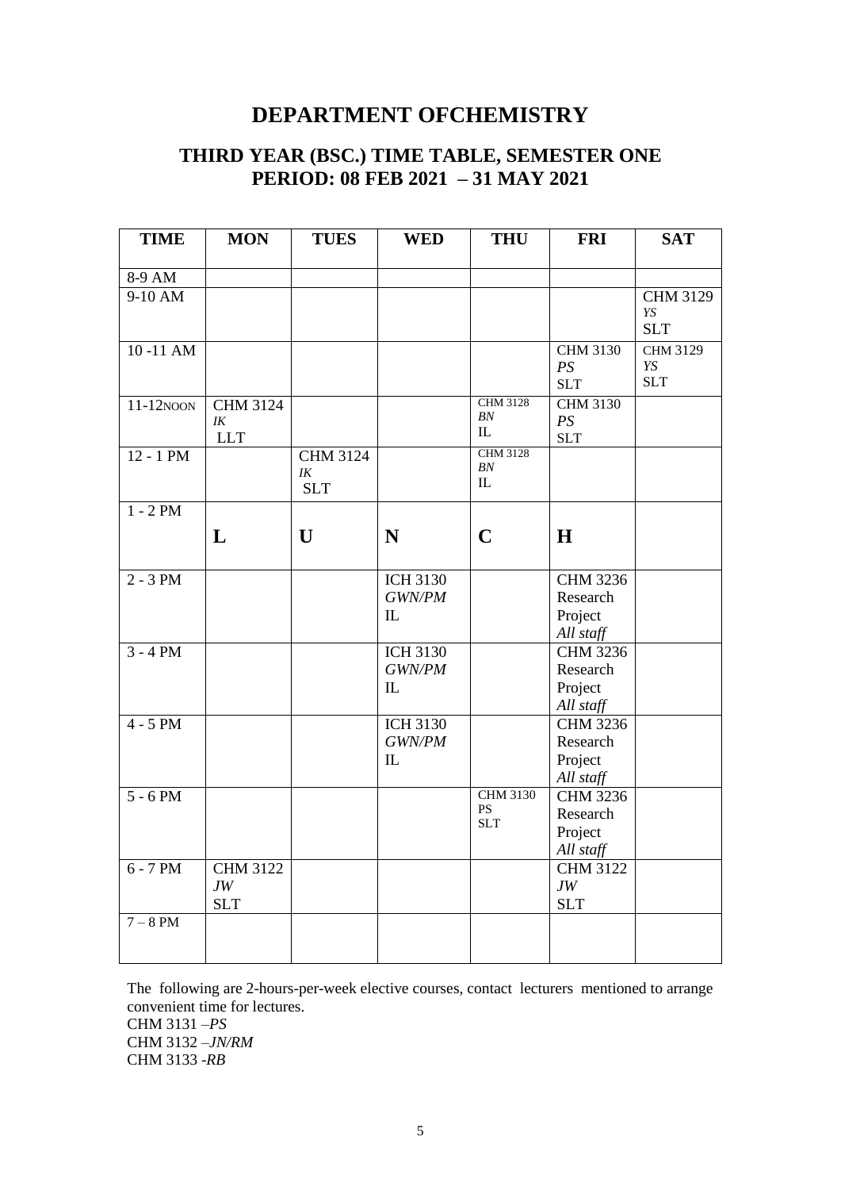# DEPARTMENT OFCHEMISTRY

## THIRD YEAR (BSC.) TIME TABLE, SEMESTER ONE
## PERIOD: 08 FEB 2021 – 31 MAY 2021

| TIME | MON | TUES | WED | THU | FRI | SAT |
|---|---|---|---|---|---|---|
| 8-9 AM | | | | | | |
| 9-10 AM | | | | | | CHM 3129 *YS* SLT |
| 10 -11 AM | | | | | CHM 3130 *PS* SLT | CHM 3129 *YS* SLT |
| 11-12NOON | CHM 3124 *IK* LLT | | | CHM 3128 *BN* IL | CHM 3130 *PS* SLT | |
| 12 - 1 PM | | CHM 3124 *IK* SLT | | CHM 3128 *BN* IL | | |
| 1 - 2 PM | **L** | **U** | **N** | **C** | **H** | |
| 2 - 3 PM | | | ICH 3130 *GWN/PM* IL | | CHM 3236 Research Project *All staff* | |
| 3 - 4 PM | | | ICH 3130 *GWN/PM* IL | | CHM 3236 Research Project *All staff* | |
| 4 - 5 PM | | | ICH 3130 *GWN/PM* IL | | CHM 3236 Research Project *All staff* | |
| 5 - 6 PM | | | | CHM 3130 PS SLT | CHM 3236 Research Project *All staff* | |
| 6 - 7 PM | CHM 3122 *JW* SLT | | | | CHM 3122 *JW* SLT | |
| 7 – 8 PM | | | | | | |

The following are 2-hours-per-week elective courses, contact lecturers mentioned to arrange convenient time for lectures.

CHM 3131 –*PS*
CHM 3132 –*JN/RM*
CHM 3133 -*RB*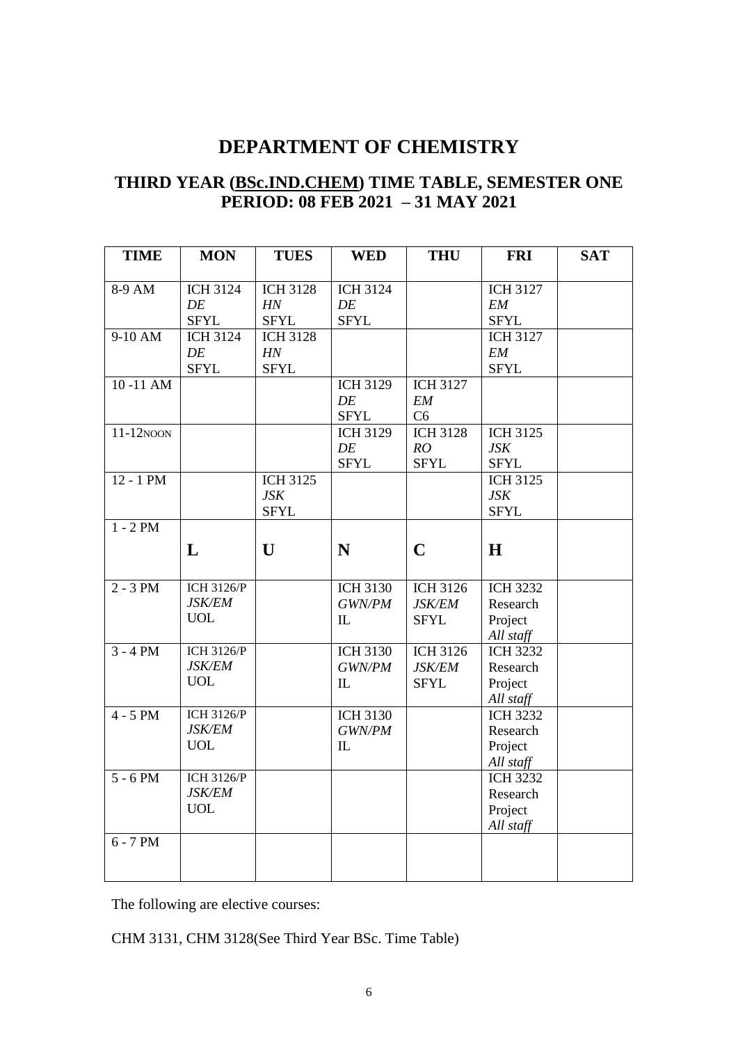# DEPARTMENT OF CHEMISTRY

## THIRD YEAR (<u>BSc.IND.CHEM</u>) TIME TABLE, SEMESTER ONE PERIOD: 08 FEB 2021 – 31 MAY 2021

| TIME | MON | TUES | WED | THU | FRI | SAT |
|---|---|---|---|---|---|---|
| 8-9 AM | ICH 3124 *DE* SFYL | ICH 3128 *HN* SFYL | ICH 3124 *DE* SFYL | | ICH 3127 *EM* SFYL | |
| 9-10 AM | ICH 3124 *DE* SFYL | ICH 3128 *HN* SFYL | | | ICH 3127 *EM* SFYL | |
| 10 -11 AM | | | ICH 3129 *DE* SFYL | ICH 3127 *EM* C6 | | |
| 11-12NOON | | | ICH 3129 *DE* SFYL | ICH 3128 *RO* SFYL | ICH 3125 *JSK* SFYL | |
| 12 - 1 PM | | ICH 3125 *JSK* SFYL | | | ICH 3125 *JSK* SFYL | |
| 1 - 2 PM | **L** | **U** | **N** | **C** | **H** | |
| 2 - 3 PM | ICH 3126/P *JSK/EM* UOL | | ICH 3130 *GWN/PM* IL | ICH 3126 *JSK/EM* SFYL | ICH 3232 Research Project *All staff* | |
| 3 - 4 PM | ICH 3126/P *JSK/EM* UOL | | ICH 3130 *GWN/PM* IL | ICH 3126 *JSK/EM* SFYL | ICH 3232 Research Project *All staff* | |
| 4 - 5 PM | ICH 3126/P *JSK/EM* UOL | | ICH 3130 *GWN/PM* IL | | ICH 3232 Research Project *All staff* | |
| 5 - 6 PM | ICH 3126/P *JSK/EM* UOL | | | | ICH 3232 Research Project *All staff* | |
| 6 - 7 PM | | | | | | |

The following are elective courses:

CHM 3131, CHM 3128(See Third Year BSc. Time Table)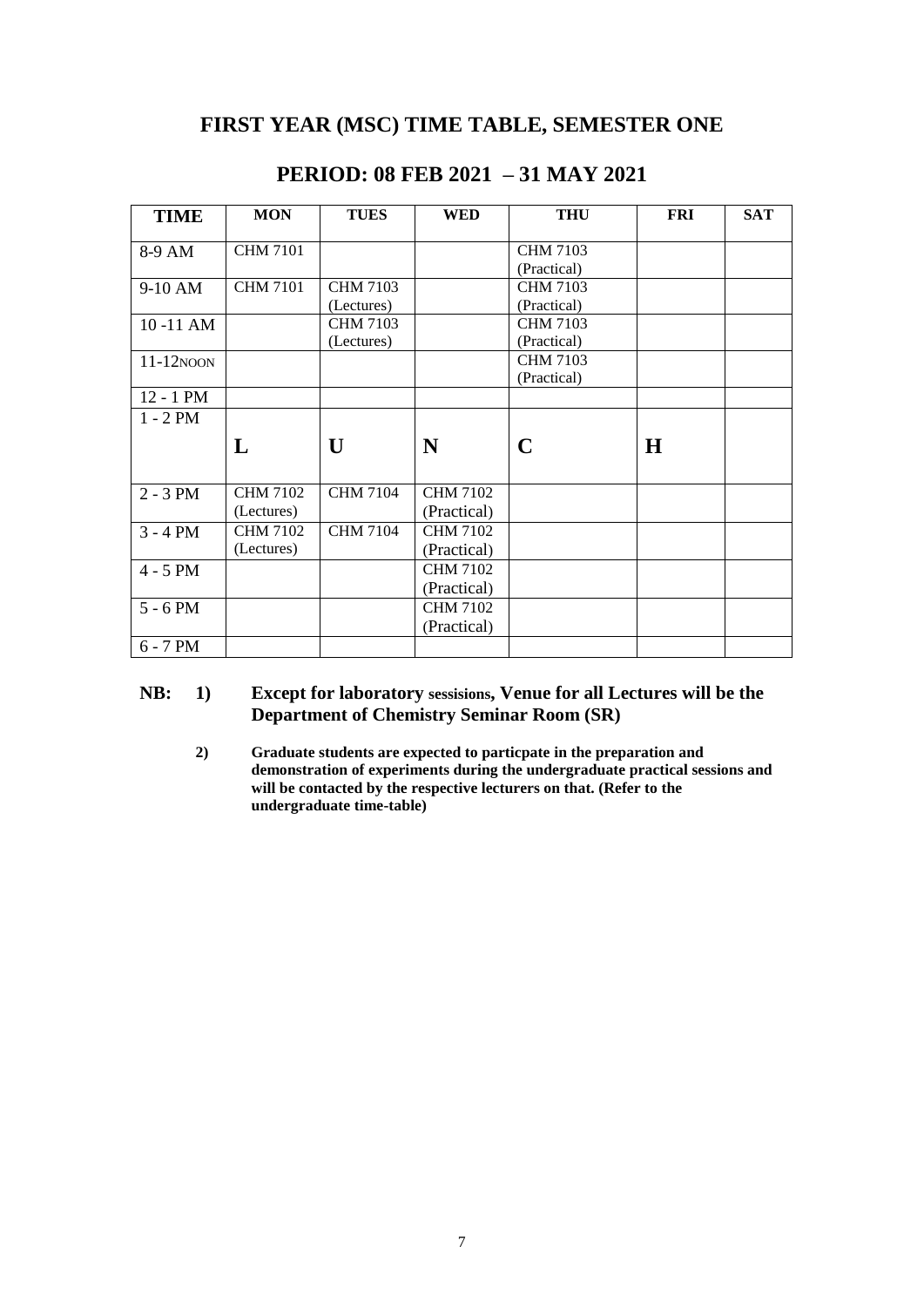# FIRST YEAR (MSC) TIME TABLE, SEMESTER ONE

## PERIOD: 08 FEB 2021 – 31 MAY 2021

| TIME | MON | TUES | WED | THU | FRI | SAT |
|---|---|---|---|---|---|---|
| 8-9 AM | CHM 7101 | | | CHM 7103 (Practical) | | |
| 9-10 AM | CHM 7101 | CHM 7103 (Lectures) | | CHM 7103 (Practical) | | |
| 10 -11 AM | | CHM 7103 (Lectures) | | CHM 7103 (Practical) | | |
| 11-12NOON | | | | CHM 7103 (Practical) | | |
| 12 - 1 PM | | | | | | |
| 1 - 2 PM | **L** | **U** | **N** | **C** | **H** | |
| 2 - 3 PM | CHM 7102 (Lectures) | CHM 7104 | CHM 7102 (Practical) | | | |
| 3 - 4 PM | CHM 7102 (Lectures) | CHM 7104 | CHM 7102 (Practical) | | | |
| 4 - 5 PM | | | CHM 7102 (Practical) | | | |
| 5 - 6 PM | | | CHM 7102 (Practical) | | | |
| 6 - 7 PM | | | | | | |

**NB: 1) Except for laboratory sessisions, Venue for all Lectures will be the Department of Chemistry Seminar Room (SR)**

**2) Graduate students are expected to particpate in the preparation and demonstration of experiments during the undergraduate practical sessions and will be contacted by the respective lecturers on that. (Refer to the undergraduate time-table)**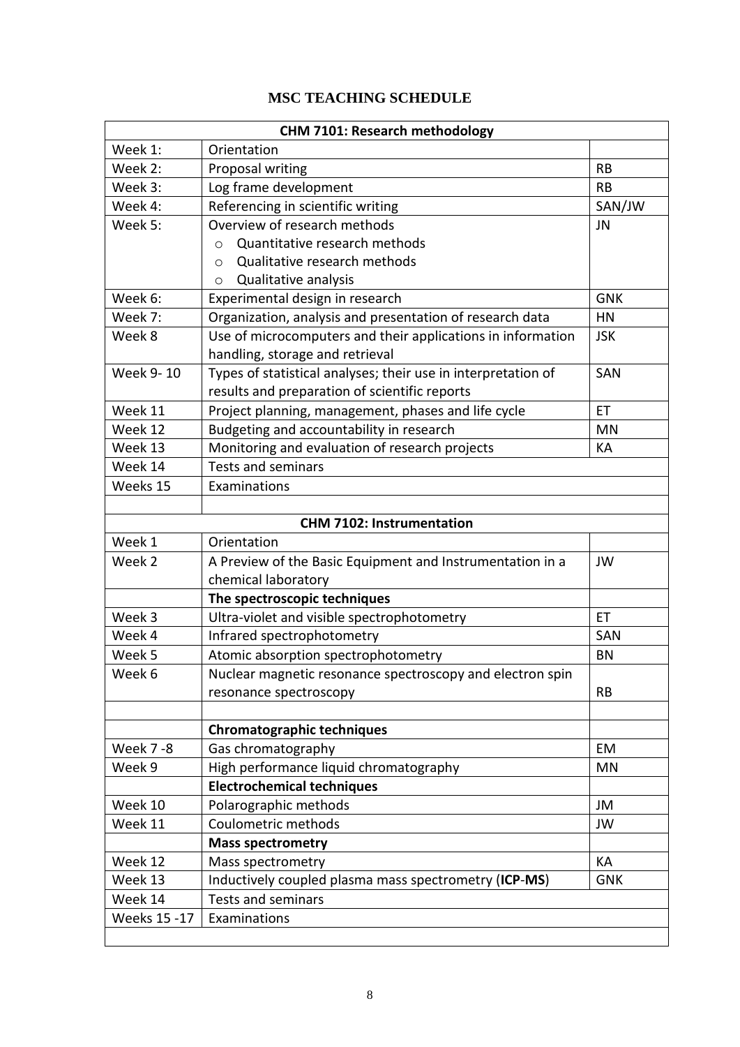# MSC TEACHING SCHEDULE

| CHM 7101: Research methodology | | |
|---|---|---|
| Week 1: | Orientation | |
| Week 2: | Proposal writing | RB |
| Week 3: | Log frame development | RB |
| Week 4: | Referencing in scientific writing | SAN/JW |
| Week 5: | Overview of research methods<br>○ Quantitative research methods<br>○ Qualitative research methods<br>○ Qualitative analysis | JN |
| Week 6: | Experimental design in research | GNK |
| Week 7: | Organization, analysis and presentation of research data | HN |
| Week 8 | Use of microcomputers and their applications in information handling, storage and retrieval | JSK |
| Week 9- 10 | Types of statistical analyses; their use in interpretation of results and preparation of scientific reports | SAN |
| Week 11 | Project planning, management, phases and life cycle | ET |
| Week 12 | Budgeting and accountability in research | MN |
| Week 13 | Monitoring and evaluation of research projects | KA |
| Week 14 | Tests and seminars | |
| Weeks 15 | Examinations | |
| | | |
| **CHM 7102: Instrumentation** | | |
| Week 1 | Orientation | |
| Week 2 | A Preview of the Basic Equipment and Instrumentation in a chemical laboratory | JW |
| | **The spectroscopic techniques** | |
| Week 3 | Ultra-violet and visible spectrophotometry | ET |
| Week 4 | Infrared spectrophotometry | SAN |
| Week 5 | Atomic absorption spectrophotometry | BN |
| Week 6 | Nuclear magnetic resonance spectroscopy and electron spin resonance spectroscopy | RB |
| | | |
| | **Chromatographic techniques** | |
| Week 7 -8 | Gas chromatography | EM |
| Week 9 | High performance liquid chromatography | MN |
| | **Electrochemical techniques** | |
| Week 10 | Polarographic methods | JM |
| Week 11 | Coulometric methods | JW |
| | **Mass spectrometry** | |
| Week 12 | Mass spectrometry | KA |
| Week 13 | Inductively coupled plasma mass spectrometry (**ICP**-**MS**) | GNK |
| Week 14 | Tests and seminars | |
| Weeks 15 -17 | Examinations | |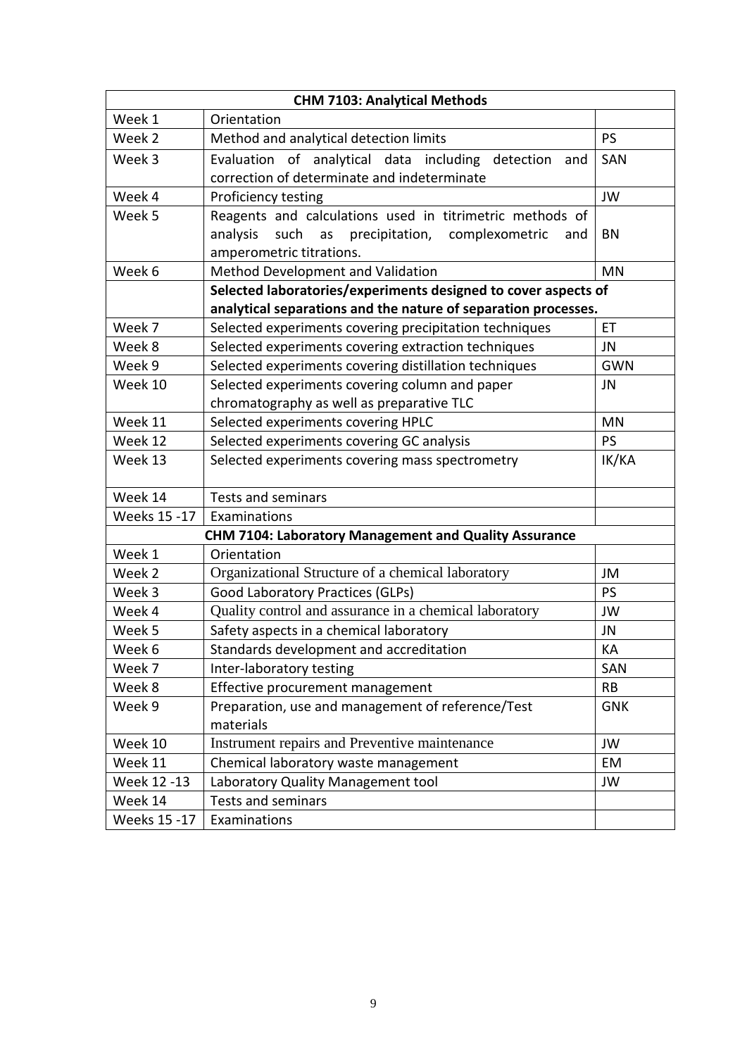| CHM 7103: Analytical Methods | | |
|---|---|---|
| Week 1 | Orientation | |
| Week 2 | Method and analytical detection limits | PS |
| Week 3 | Evaluation of analytical data including detection and correction of determinate and indeterminate | SAN |
| Week 4 | Proficiency testing | JW |
| Week 5 | Reagents and calculations used in titrimetric methods of analysis such as precipitation, complexometric and amperometric titrations. | BN |
| Week 6 | Method Development and Validation | MN |
| | **Selected laboratories/experiments designed to cover aspects of analytical separations and the nature of separation processes.** | |
| Week 7 | Selected experiments covering precipitation techniques | ET |
| Week 8 | Selected experiments covering extraction techniques | JN |
| Week 9 | Selected experiments covering distillation techniques | GWN |
| Week 10 | Selected experiments covering column and paper chromatography as well as preparative TLC | JN |
| Week 11 | Selected experiments covering HPLC | MN |
| Week 12 | Selected experiments covering GC analysis | PS |
| Week 13 | Selected experiments covering mass spectrometry | IK/KA |
| Week 14 | Tests and seminars | |
| Weeks 15 -17 | Examinations | |
| **CHM 7104: Laboratory Management and Quality Assurance** | | |
| Week 1 | Orientation | |
| Week 2 | Organizational Structure of a chemical laboratory | JM |
| Week 3 | Good Laboratory Practices (GLPs) | PS |
| Week 4 | Quality control and assurance in a chemical laboratory | JW |
| Week 5 | Safety aspects in a chemical laboratory | JN |
| Week 6 | Standards development and accreditation | KA |
| Week 7 | Inter-laboratory testing | SAN |
| Week 8 | Effective procurement management | RB |
| Week 9 | Preparation, use and management of reference/Test materials | GNK |
| Week 10 | Instrument repairs and Preventive maintenance | JW |
| Week 11 | Chemical laboratory waste management | EM |
| Week 12 -13 | Laboratory Quality Management tool | JW |
| Week 14 | Tests and seminars | |
| Weeks 15 -17 | Examinations | |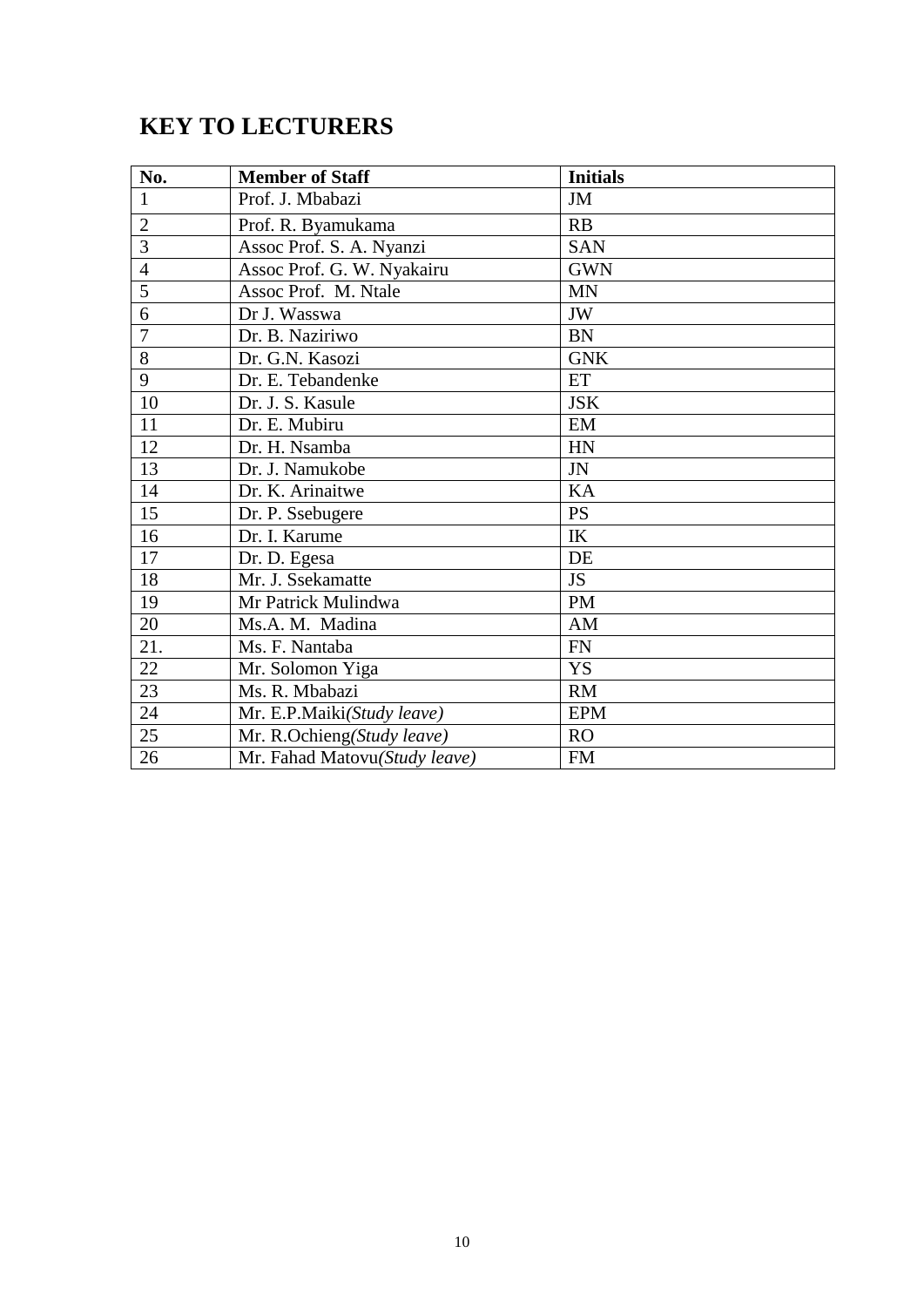## KEY TO LECTURERS

| No. | Member of Staff | Initials |
|---|---|---|
| 1 | Prof. J. Mbabazi | JM |
| 2 | Prof. R. Byamukama | RB |
| 3 | Assoc Prof. S. A. Nyanzi | SAN |
| 4 | Assoc Prof. G. W. Nyakairu | GWN |
| 5 | Assoc Prof. M. Ntale | MN |
| 6 | Dr J. Wasswa | JW |
| 7 | Dr. B. Naziriwo | BN |
| 8 | Dr. G.N. Kasozi | GNK |
| 9 | Dr. E. Tebandenke | ET |
| 10 | Dr. J. S. Kasule | JSK |
| 11 | Dr. E. Mubiru | EM |
| 12 | Dr. H. Nsamba | HN |
| 13 | Dr. J. Namukobe | JN |
| 14 | Dr. K. Arinaitwe | KA |
| 15 | Dr. P. Ssebugere | PS |
| 16 | Dr. I. Karume | IK |
| 17 | Dr. D. Egesa | DE |
| 18 | Mr. J. Ssekamatte | JS |
| 19 | Mr Patrick Mulindwa | PM |
| 20 | Ms.A. M. Madina | AM |
| 21. | Ms. F. Nantaba | FN |
| 22 | Mr. Solomon Yiga | YS |
| 23 | Ms. R. Mbabazi | RM |
| 24 | Mr. E.P.Maiki*(Study leave)* | EPM |
| 25 | Mr. R.Ochieng*(Study leave)* | RO |
| 26 | Mr. Fahad Matovu*(Study leave)* | FM |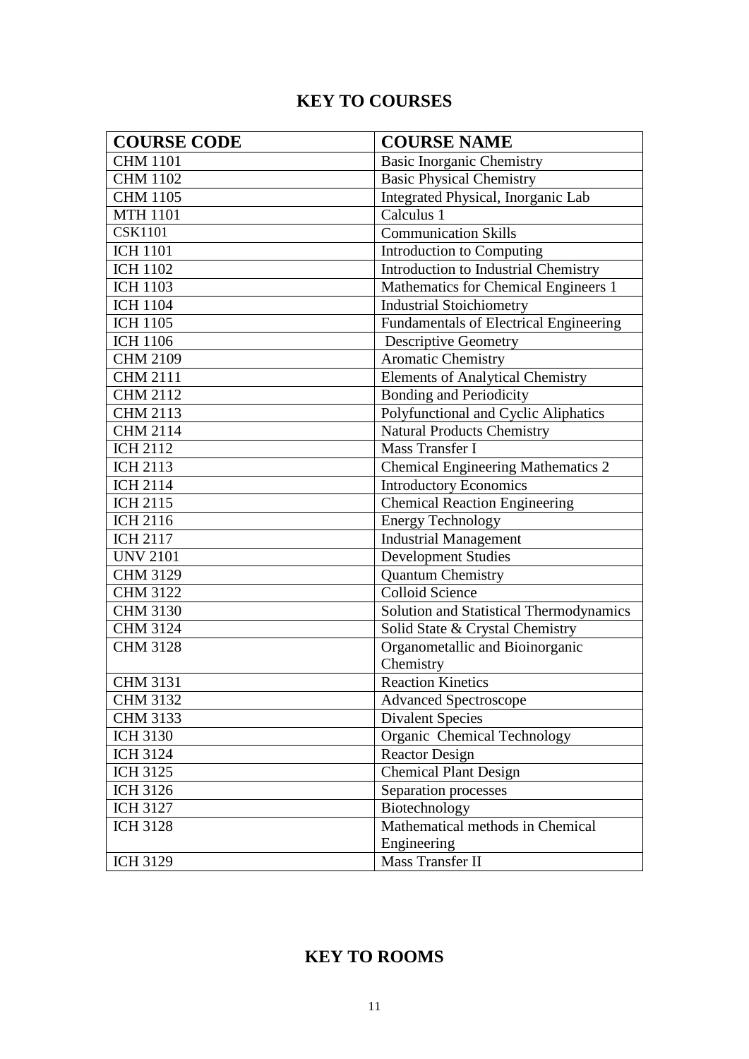## KEY TO COURSES

| COURSE CODE | COURSE NAME |
|---|---|
| CHM 1101 | Basic Inorganic Chemistry |
| CHM 1102 | Basic Physical Chemistry |
| CHM 1105 | Integrated Physical, Inorganic Lab |
| MTH 1101 | Calculus 1 |
| CSK1101 | Communication Skills |
| ICH 1101 | Introduction to Computing |
| ICH 1102 | Introduction to Industrial Chemistry |
| ICH 1103 | Mathematics for Chemical Engineers 1 |
| ICH 1104 | Industrial Stoichiometry |
| ICH 1105 | Fundamentals of Electrical Engineering |
| ICH 1106 | Descriptive Geometry |
| CHM 2109 | Aromatic Chemistry |
| CHM 2111 | Elements of Analytical Chemistry |
| CHM 2112 | Bonding and Periodicity |
| CHM 2113 | Polyfunctional and Cyclic Aliphatics |
| CHM 2114 | Natural Products Chemistry |
| ICH 2112 | Mass Transfer I |
| ICH 2113 | Chemical Engineering Mathematics 2 |
| ICH 2114 | Introductory Economics |
| ICH 2115 | Chemical Reaction Engineering |
| ICH 2116 | Energy Technology |
| ICH 2117 | Industrial Management |
| UNV 2101 | Development Studies |
| CHM 3129 | Quantum Chemistry |
| CHM 3122 | Colloid Science |
| CHM 3130 | Solution and Statistical Thermodynamics |
| CHM 3124 | Solid State & Crystal Chemistry |
| CHM 3128 | Organometallic and Bioinorganic Chemistry |
| CHM 3131 | Reaction Kinetics |
| CHM 3132 | Advanced Spectroscope |
| CHM 3133 | Divalent Species |
| ICH 3130 | Organic Chemical Technology |
| ICH 3124 | Reactor Design |
| ICH 3125 | Chemical Plant Design |
| ICH 3126 | Separation processes |
| ICH 3127 | Biotechnology |
| ICH 3128 | Mathematical methods in Chemical Engineering |
| ICH 3129 | Mass Transfer II |

## KEY TO ROOMS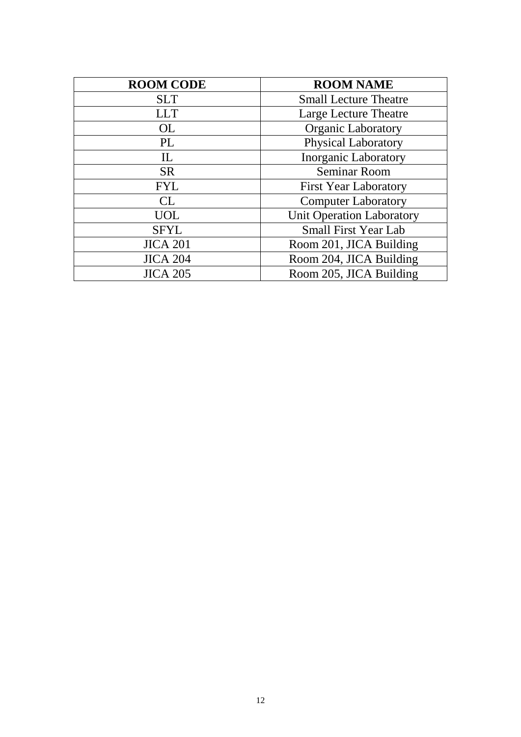| ROOM CODE | ROOM NAME |
|---|---|
| SLT | Small Lecture Theatre |
| LLT | Large Lecture Theatre |
| OL | Organic Laboratory |
| PL | Physical Laboratory |
| IL | Inorganic Laboratory |
| SR | Seminar Room |
| FYL | First Year Laboratory |
| CL | Computer Laboratory |
| UOL | Unit Operation Laboratory |
| SFYL | Small First Year Lab |
| JICA 201 | Room 201, JICA Building |
| JICA 204 | Room 204, JICA Building |
| JICA 205 | Room 205, JICA Building |